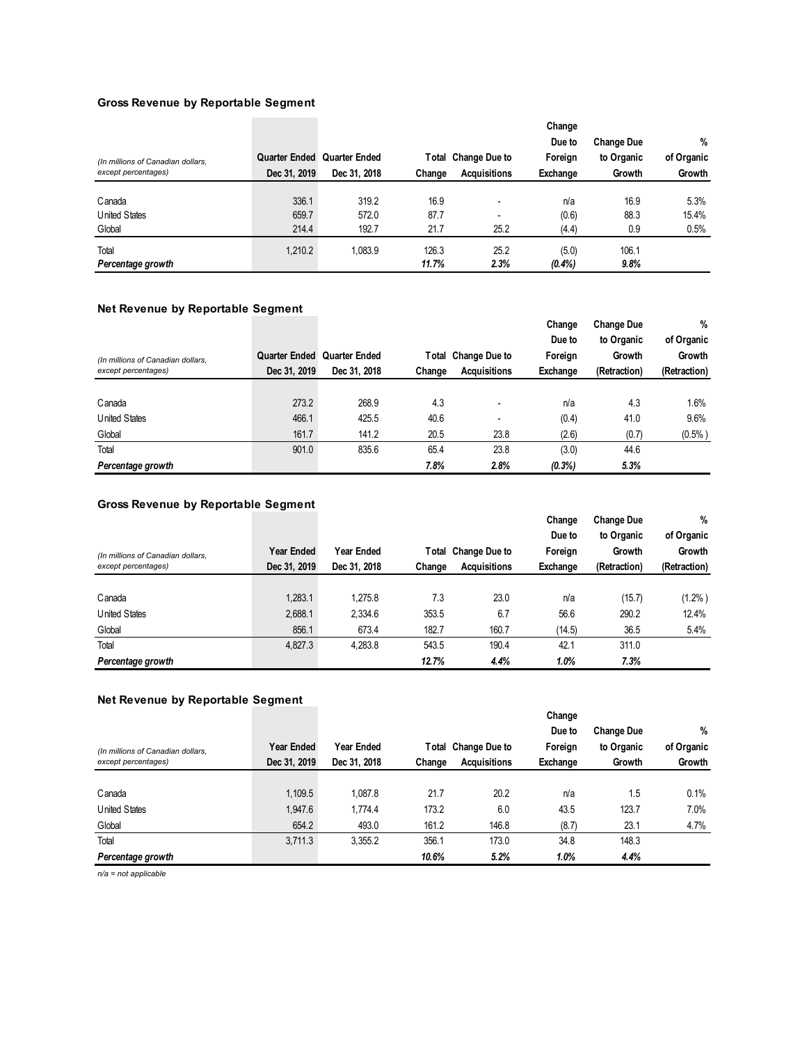### Gross Revenue by Reportable Segment

| (In millions of Canadian dollars, except percentages) | Quarter Ended Dec 31, 2019 | Quarter Ended Dec 31, 2018 | Total Change | Change Due to Acquisitions | Change Due to Foreign Exchange | Change Due to Organic Growth | % of Organic Growth |
|---|---|---|---|---|---|---|---|
| Canada | 336.1 | 319.2 | 16.9 | - | n/a | 16.9 | 5.3% |
| United States | 659.7 | 572.0 | 87.7 | - | (0.6) | 88.3 | 15.4% |
| Global | 214.4 | 192.7 | 21.7 | 25.2 | (4.4) | 0.9 | 0.5% |
| Total | 1,210.2 | 1,083.9 | 126.3 | 25.2 | (5.0) | 106.1 | |
| ***Percentage growth*** | | | ***11.7%*** | ***2.3%*** | ***(0.4%)*** | ***9.8%*** | |

### Net Revenue by Reportable Segment

| (In millions of Canadian dollars, except percentages) | Quarter Ended Dec 31, 2019 | Quarter Ended Dec 31, 2018 | Total Change | Change Due to Acquisitions | Change Due to Foreign Exchange | Change Due to Organic Growth (Retraction) | % of Organic Growth (Retraction) |
|---|---|---|---|---|---|---|---|
| Canada | 273.2 | 268.9 | 4.3 | - | n/a | 4.3 | 1.6% |
| United States | 466.1 | 425.5 | 40.6 | - | (0.4) | 41.0 | 9.6% |
| Global | 161.7 | 141.2 | 20.5 | 23.8 | (2.6) | (0.7) | (0.5%) |
| Total | 901.0 | 835.6 | 65.4 | 23.8 | (3.0) | 44.6 | |
| ***Percentage growth*** | | | ***7.8%*** | ***2.8%*** | ***(0.3%)*** | ***5.3%*** | |

### Gross Revenue by Reportable Segment

| (In millions of Canadian dollars, except percentages) | Year Ended Dec 31, 2019 | Year Ended Dec 31, 2018 | Total Change | Change Due to Acquisitions | Change Due to Foreign Exchange | Change Due to Organic Growth (Retraction) | % of Organic Growth (Retraction) |
|---|---|---|---|---|---|---|---|
| Canada | 1,283.1 | 1,275.8 | 7.3 | 23.0 | n/a | (15.7) | (1.2%) |
| United States | 2,688.1 | 2,334.6 | 353.5 | 6.7 | 56.6 | 290.2 | 12.4% |
| Global | 856.1 | 673.4 | 182.7 | 160.7 | (14.5) | 36.5 | 5.4% |
| Total | 4,827.3 | 4,283.8 | 543.5 | 190.4 | 42.1 | 311.0 | |
| ***Percentage growth*** | | | ***12.7%*** | ***4.4%*** | ***1.0%*** | ***7.3%*** | |

### Net Revenue by Reportable Segment

| (In millions of Canadian dollars, except percentages) | Year Ended Dec 31, 2019 | Year Ended Dec 31, 2018 | Total Change | Change Due to Acquisitions | Change Due to Foreign Exchange | Change Due to Organic Growth | % of Organic Growth |
|---|---|---|---|---|---|---|---|
| Canada | 1,109.5 | 1,087.8 | 21.7 | 20.2 | n/a | 1.5 | 0.1% |
| United States | 1,947.6 | 1,774.4 | 173.2 | 6.0 | 43.5 | 123.7 | 7.0% |
| Global | 654.2 | 493.0 | 161.2 | 146.8 | (8.7) | 23.1 | 4.7% |
| Total | 3,711.3 | 3,355.2 | 356.1 | 173.0 | 34.8 | 148.3 | |
| ***Percentage growth*** | | | ***10.6%*** | ***5.2%*** | ***1.0%*** | ***4.4%*** | |

*n/a = not applicable*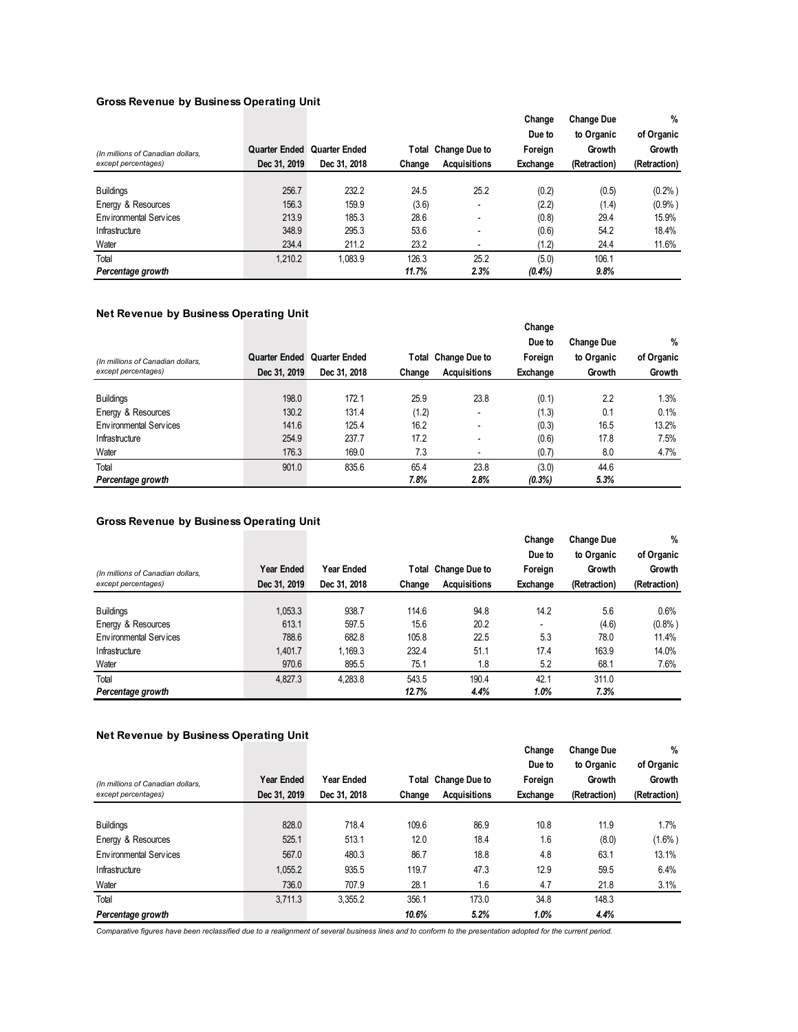### Gross Revenue by Business Operating Unit

| (In millions of Canadian dollars, except percentages) | Quarter Ended Dec 31, 2019 | Quarter Ended Dec 31, 2018 | Total Change | Change Due to Acquisitions | Change Due to Foreign Exchange | Change Due to Organic Growth (Retraction) | % of Organic Growth (Retraction) |
|---|---|---|---|---|---|---|---|
| Buildings | 256.7 | 232.2 | 24.5 | 25.2 | (0.2) | (0.5) | (0.2%) |
| Energy & Resources | 156.3 | 159.9 | (3.6) | - | (2.2) | (1.4) | (0.9%) |
| Environmental Services | 213.9 | 185.3 | 28.6 | - | (0.8) | 29.4 | 15.9% |
| Infrastructure | 348.9 | 295.3 | 53.6 | - | (0.6) | 54.2 | 18.4% |
| Water | 234.4 | 211.2 | 23.2 | - | (1.2) | 24.4 | 11.6% |
| Total | 1,210.2 | 1,083.9 | 126.3 | 25.2 | (5.0) | 106.1 | |
| ***Percentage growth*** | | | ***11.7%*** | ***2.3%*** | ***(0.4%)*** | ***9.8%*** | |

### Net Revenue by Business Operating Unit

| (In millions of Canadian dollars, except percentages) | Quarter Ended Dec 31, 2019 | Quarter Ended Dec 31, 2018 | Total Change | Change Due to Acquisitions | Change Due to Foreign Exchange | Change Due to Organic Growth | % of Organic Growth |
|---|---|---|---|---|---|---|---|
| Buildings | 198.0 | 172.1 | 25.9 | 23.8 | (0.1) | 2.2 | 1.3% |
| Energy & Resources | 130.2 | 131.4 | (1.2) | - | (1.3) | 0.1 | 0.1% |
| Environmental Services | 141.6 | 125.4 | 16.2 | - | (0.3) | 16.5 | 13.2% |
| Infrastructure | 254.9 | 237.7 | 17.2 | - | (0.6) | 17.8 | 7.5% |
| Water | 176.3 | 169.0 | 7.3 | - | (0.7) | 8.0 | 4.7% |
| Total | 901.0 | 835.6 | 65.4 | 23.8 | (3.0) | 44.6 | |
| ***Percentage growth*** | | | ***7.8%*** | ***2.8%*** | ***(0.3%)*** | ***5.3%*** | |

### Gross Revenue by Business Operating Unit

| (In millions of Canadian dollars, except percentages) | Year Ended Dec 31, 2019 | Year Ended Dec 31, 2018 | Total Change | Change Due to Acquisitions | Change Due to Foreign Exchange | Change Due to Organic Growth (Retraction) | % of Organic Growth (Retraction) |
|---|---|---|---|---|---|---|---|
| Buildings | 1,053.3 | 938.7 | 114.6 | 94.8 | 14.2 | 5.6 | 0.6% |
| Energy & Resources | 613.1 | 597.5 | 15.6 | 20.2 | - | (4.6) | (0.8%) |
| Environmental Services | 788.6 | 682.8 | 105.8 | 22.5 | 5.3 | 78.0 | 11.4% |
| Infrastructure | 1,401.7 | 1,169.3 | 232.4 | 51.1 | 17.4 | 163.9 | 14.0% |
| Water | 970.6 | 895.5 | 75.1 | 1.8 | 5.2 | 68.1 | 7.6% |
| Total | 4,827.3 | 4,283.8 | 543.5 | 190.4 | 42.1 | 311.0 | |
| ***Percentage growth*** | | | ***12.7%*** | ***4.4%*** | ***1.0%*** | ***7.3%*** | |

### Net Revenue by Business Operating Unit

| (In millions of Canadian dollars, except percentages) | Year Ended Dec 31, 2019 | Year Ended Dec 31, 2018 | Total Change | Change Due to Acquisitions | Change Due to Foreign Exchange | Change Due to Organic Growth (Retraction) | % of Organic Growth (Retraction) |
|---|---|---|---|---|---|---|---|
| Buildings | 828.0 | 718.4 | 109.6 | 86.9 | 10.8 | 11.9 | 1.7% |
| Energy & Resources | 525.1 | 513.1 | 12.0 | 18.4 | 1.6 | (8.0) | (1.6%) |
| Environmental Services | 567.0 | 480.3 | 86.7 | 18.8 | 4.8 | 63.1 | 13.1% |
| Infrastructure | 1,055.2 | 935.5 | 119.7 | 47.3 | 12.9 | 59.5 | 6.4% |
| Water | 736.0 | 707.9 | 28.1 | 1.6 | 4.7 | 21.8 | 3.1% |
| Total | 3,711.3 | 3,355.2 | 356.1 | 173.0 | 34.8 | 148.3 | |
| ***Percentage growth*** | | | ***10.6%*** | ***5.2%*** | ***1.0%*** | ***4.4%*** | |

*Comparative figures have been reclassified due to a realignment of several business lines and to conform to the presentation adopted for the current period.*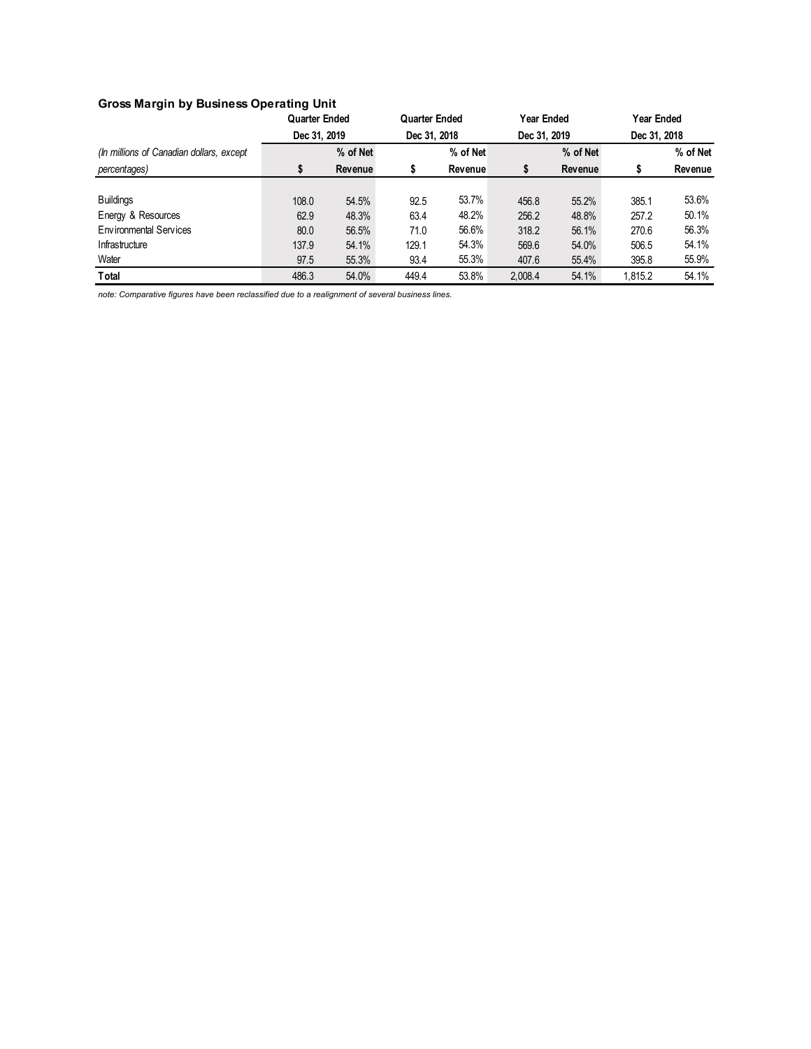## Gross Margin by Business Operating Unit

| *(In millions of Canadian dollars, except percentages)* | Quarter Ended Dec 31, 2019 | | Quarter Ended Dec 31, 2018 | | Year Ended Dec 31, 2019 | | Year Ended Dec 31, 2018 | |
|---|---|---|---|---|---|---|---|---|
| | $ | % of Net Revenue | $ | % of Net Revenue | $ | % of Net Revenue | $ | % of Net Revenue |
| Buildings | 108.0 | 54.5% | 92.5 | 53.7% | 456.8 | 55.2% | 385.1 | 53.6% |
| Energy & Resources | 62.9 | 48.3% | 63.4 | 48.2% | 256.2 | 48.8% | 257.2 | 50.1% |
| Environmental Services | 80.0 | 56.5% | 71.0 | 56.6% | 318.2 | 56.1% | 270.6 | 56.3% |
| Infrastructure | 137.9 | 54.1% | 129.1 | 54.3% | 569.6 | 54.0% | 506.5 | 54.1% |
| Water | 97.5 | 55.3% | 93.4 | 55.3% | 407.6 | 55.4% | 395.8 | 55.9% |
| **Total** | 486.3 | 54.0% | 449.4 | 53.8% | 2,008.4 | 54.1% | 1,815.2 | 54.1% |

*note: Comparative figures have been reclassified due to a realignment of several business lines.*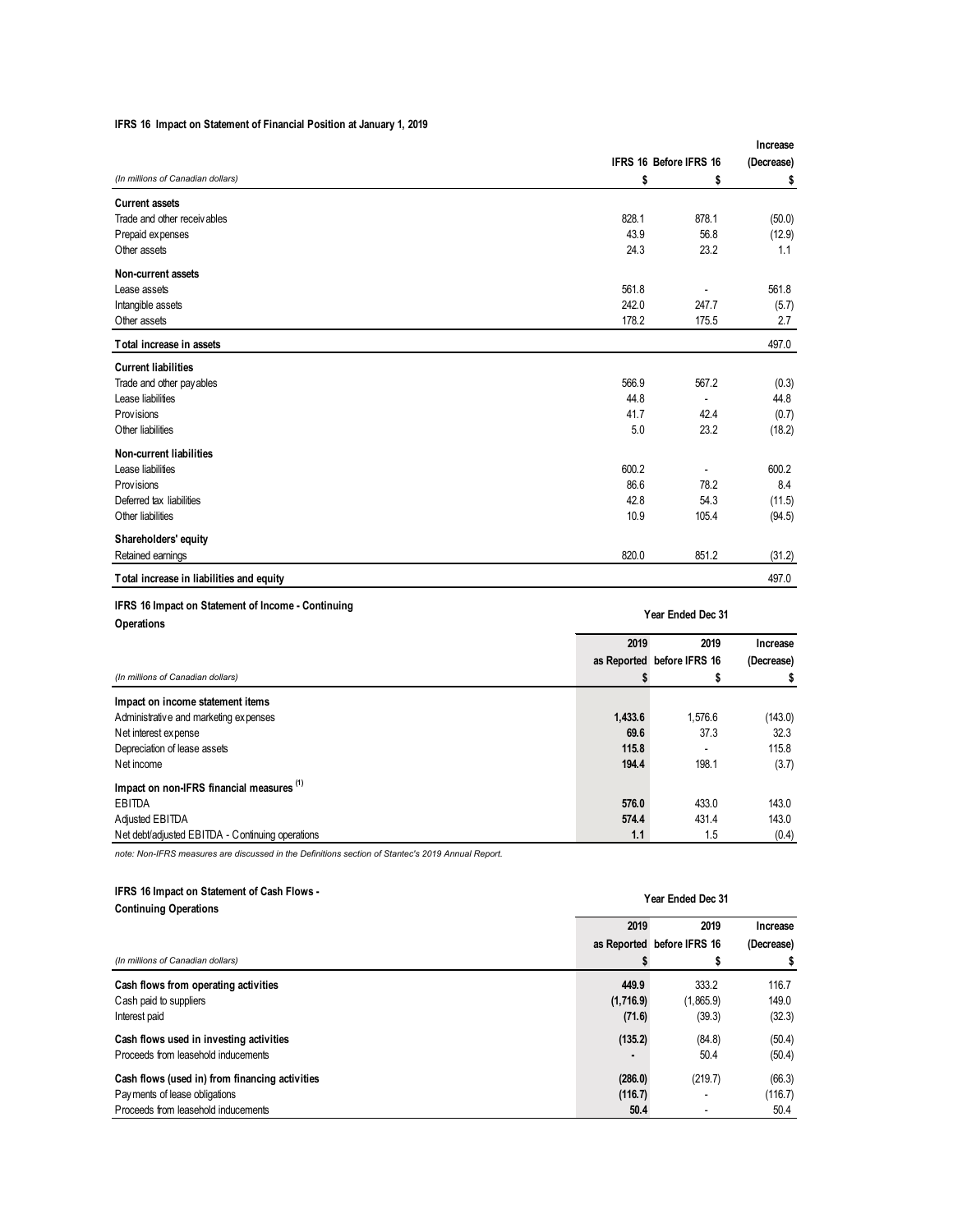**IFRS 16 Impact on Statement of Financial Position at January 1, 2019**

| (In millions of Canadian dollars) | IFRS 16 $ | Before IFRS 16 $ | Increase (Decrease) $ |
|---|---|---|---|
| **Current assets** | | | |
| Trade and other receivables | 828.1 | 878.1 | (50.0) |
| Prepaid expenses | 43.9 | 56.8 | (12.9) |
| Other assets | 24.3 | 23.2 | 1.1 |
| **Non-current assets** | | | |
| Lease assets | 561.8 | - | 561.8 |
| Intangible assets | 242.0 | 247.7 | (5.7) |
| Other assets | 178.2 | 175.5 | 2.7 |
| **Total increase in assets** | | | 497.0 |
| **Current liabilities** | | | |
| Trade and other payables | 566.9 | 567.2 | (0.3) |
| Lease liabilities | 44.8 | - | 44.8 |
| Provisions | 41.7 | 42.4 | (0.7) |
| Other liabilities | 5.0 | 23.2 | (18.2) |
| **Non-current liabilities** | | | |
| Lease liabilities | 600.2 | - | 600.2 |
| Provisions | 86.6 | 78.2 | 8.4 |
| Deferred tax liabilities | 42.8 | 54.3 | (11.5) |
| Other liabilities | 10.9 | 105.4 | (94.5) |
| **Shareholders' equity** | | | |
| Retained earnings | 820.0 | 851.2 | (31.2) |
| **Total increase in liabilities and equity** | | | 497.0 |

**IFRS 16 Impact on Statement of Income - Continuing Operations**

| | Year Ended Dec 31 | | |
|---|---|---|---|
| (In millions of Canadian dollars) | 2019 as Reported $ | 2019 before IFRS 16 $ | Increase (Decrease) $ |
| **Impact on income statement items** | | | |
| Administrative and marketing expenses | **1,433.6** | 1,576.6 | (143.0) |
| Net interest expense | **69.6** | 37.3 | 32.3 |
| Depreciation of lease assets | **115.8** | - | 115.8 |
| Net income | **194.4** | 198.1 | (3.7) |
| **Impact on non-IFRS financial measures** [1] | | | |
| EBITDA | **576.0** | 433.0 | 143.0 |
| Adjusted EBITDA | **574.4** | 431.4 | 143.0 |
| Net debt/adjusted EBITDA - Continuing operations | **1.1** | 1.5 | (0.4) |

*note: Non-IFRS measures are discussed in the Definitions section of Stantec's 2019 Annual Report.*

**IFRS 16 Impact on Statement of Cash Flows - Continuing Operations**

| | Year Ended Dec 31 | | |
|---|---|---|---|
| (In millions of Canadian dollars) | 2019 as Reported $ | 2019 before IFRS 16 $ | Increase (Decrease) $ |
| **Cash flows from operating activities** | **449.9** | 333.2 | 116.7 |
| Cash paid to suppliers | **(1,716.9)** | (1,865.9) | 149.0 |
| Interest paid | **(71.6)** | (39.3) | (32.3) |
| **Cash flows used in investing activities** | **(135.2)** | (84.8) | (50.4) |
| Proceeds from leasehold inducements | **-** | 50.4 | (50.4) |
| **Cash flows (used in) from financing activities** | **(286.0)** | (219.7) | (66.3) |
| Payments of lease obligations | **(116.7)** | - | (116.7) |
| Proceeds from leasehold inducements | **50.4** | - | 50.4 |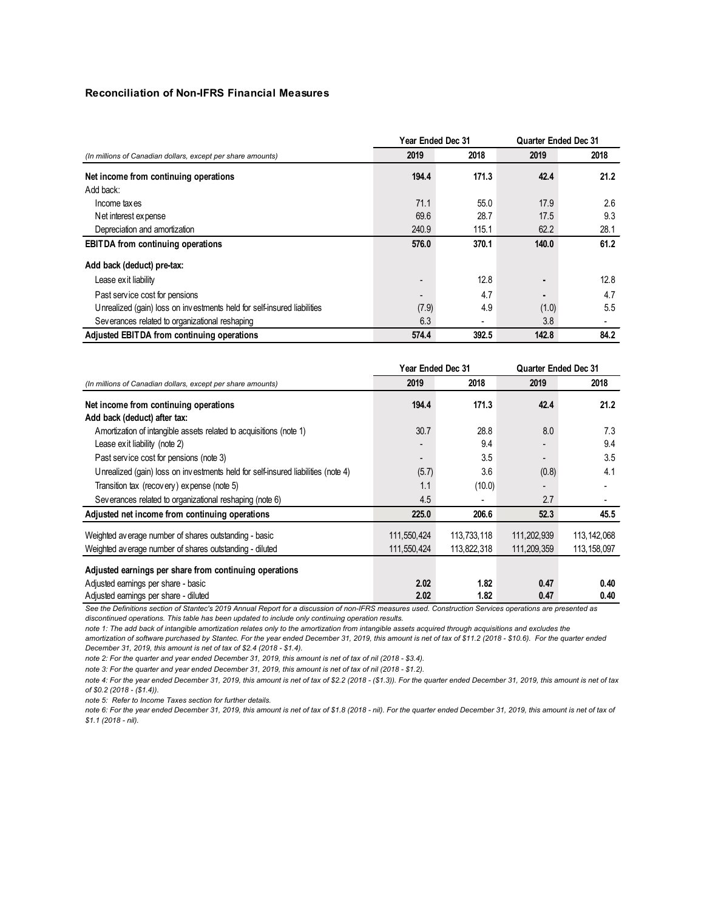### Reconciliation of Non-IFRS Financial Measures

| (In millions of Canadian dollars, except per share amounts) | Year Ended Dec 31 2019 | Year Ended Dec 31 2018 | Quarter Ended Dec 31 2019 | Quarter Ended Dec 31 2018 |
|---|---|---|---|---|
| **Net income from continuing operations** | **194.4** | **171.3** | **42.4** | **21.2** |
| Add back: | | | | |
| Income taxes | 71.1 | 55.0 | 17.9 | 2.6 |
| Net interest expense | 69.6 | 28.7 | 17.5 | 9.3 |
| Depreciation and amortization | 240.9 | 115.1 | 62.2 | 28.1 |
| **EBITDA from continuing operations** | **576.0** | **370.1** | **140.0** | **61.2** |
| **Add back (deduct) pre-tax:** | | | | |
| Lease exit liability | - | 12.8 | - | 12.8 |
| Past service cost for pensions | - | 4.7 | - | 4.7 |
| Unrealized (gain) loss on investments held for self-insured liabilities | (7.9) | 4.9 | (1.0) | 5.5 |
| Severances related to organizational reshaping | 6.3 | - | 3.8 | - |
| **Adjusted EBITDA from continuing operations** | **574.4** | **392.5** | **142.8** | **84.2** |

| (In millions of Canadian dollars, except per share amounts) | Year Ended Dec 31 2019 | Year Ended Dec 31 2018 | Quarter Ended Dec 31 2019 | Quarter Ended Dec 31 2018 |
|---|---|---|---|---|
| **Net income from continuing operations** | **194.4** | **171.3** | **42.4** | **21.2** |
| **Add back (deduct) after tax:** | | | | |
| Amortization of intangible assets related to acquisitions (note 1) | 30.7 | 28.8 | 8.0 | 7.3 |
| Lease exit liability (note 2) | - | 9.4 | - | 9.4 |
| Past service cost for pensions (note 3) | - | 3.5 | - | 3.5 |
| Unrealized (gain) loss on investments held for self-insured liabilities (note 4) | (5.7) | 3.6 | (0.8) | 4.1 |
| Transition tax (recovery) expense (note 5) | 1.1 | (10.0) | - | - |
| Severances related to organizational reshaping (note 6) | 4.5 | - | 2.7 | - |
| **Adjusted net income from continuing operations** | **225.0** | **206.6** | **52.3** | **45.5** |
| Weighted average number of shares outstanding - basic | 111,550,424 | 113,733,118 | 111,202,939 | 113,142,068 |
| Weighted average number of shares outstanding - diluted | 111,550,424 | 113,822,318 | 111,209,359 | 113,158,097 |
| **Adjusted earnings per share from continuing operations** | | | | |
| Adjusted earnings per share - basic | **2.02** | **1.82** | **0.47** | **0.40** |
| Adjusted earnings per share - diluted | **2.02** | **1.82** | **0.47** | **0.40** |

*See the Definitions section of Stantec's 2019 Annual Report for a discussion of non-IFRS measures used. Construction Services operations are presented as discontinued operations. This table has been updated to include only continuing operation results.*

*note 1: The add back of intangible amortization relates only to the amortization from intangible assets acquired through acquisitions and excludes the amortization of software purchased by Stantec. For the year ended December 31, 2019, this amount is net of tax of $11.2 (2018 - $10.6). For the quarter ended December 31, 2019, this amount is net of tax of $2.4 (2018 - $1.4).*

*note 2: For the quarter and year ended December 31, 2019, this amount is net of tax of nil (2018 - $3.4).*

*note 3: For the quarter and year ended December 31, 2019, this amount is net of tax of nil (2018 - $1.2).*

*note 4: For the year ended December 31, 2019, this amount is net of tax of $2.2 (2018 - ($1.3)). For the quarter ended December 31, 2019, this amount is net of tax of $0.2 (2018 - ($1.4)).*

*note 5: Refer to Income Taxes section for further details.*

*note 6: For the year ended December 31, 2019, this amount is net of tax of $1.8 (2018 - nil). For the quarter ended December 31, 2019, this amount is net of tax of $1.1 (2018 - nil).*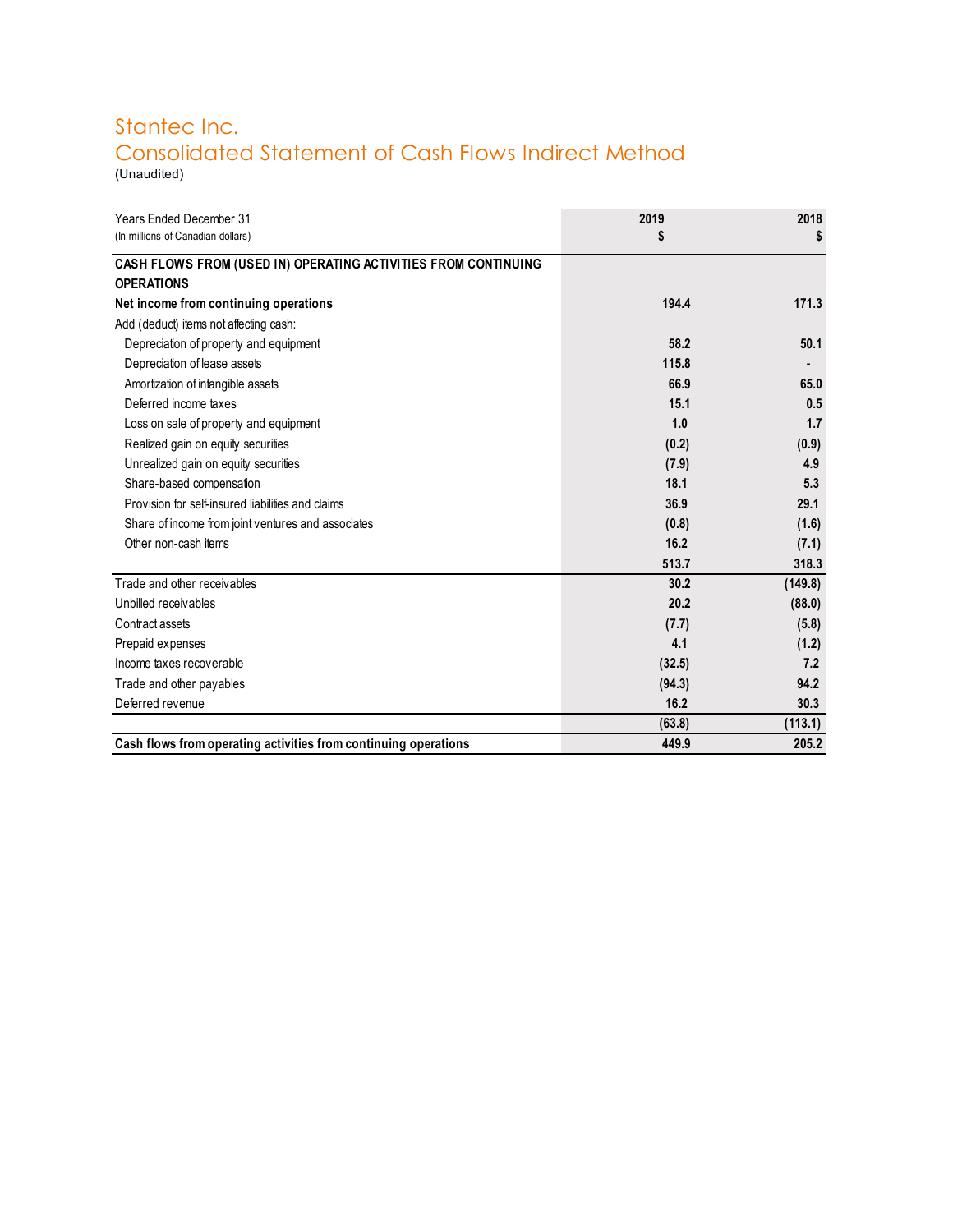# Stantec Inc.

## Consolidated Statement of Cash Flows Indirect Method

(Unaudited)

| Years Ended December 31<br>(In millions of Canadian dollars) | 2019<br>$ | 2018<br>$ |
|---|---|---|
| **CASH FLOWS FROM (USED IN) OPERATING ACTIVITIES FROM CONTINUING OPERATIONS** | | |
| **Net income from continuing operations** | **194.4** | **171.3** |
| Add (deduct) items not affecting cash: | | |
| Depreciation of property and equipment | **58.2** | **50.1** |
| Depreciation of lease assets | **115.8** | **-** |
| Amortization of intangible assets | **66.9** | **65.0** |
| Deferred income taxes | **15.1** | **0.5** |
| Loss on sale of property and equipment | **1.0** | **1.7** |
| Realized gain on equity securities | **(0.2)** | **(0.9)** |
| Unrealized gain on equity securities | **(7.9)** | **4.9** |
| Share-based compensation | **18.1** | **5.3** |
| Provision for self-insured liabilities and claims | **36.9** | **29.1** |
| Share of income from joint ventures and associates | **(0.8)** | **(1.6)** |
| Other non-cash items | **16.2** | **(7.1)** |
| | **513.7** | **318.3** |
| Trade and other receivables | **30.2** | **(149.8)** |
| Unbilled receivables | **20.2** | **(88.0)** |
| Contract assets | **(7.7)** | **(5.8)** |
| Prepaid expenses | **4.1** | **(1.2)** |
| Income taxes recoverable | **(32.5)** | **7.2** |
| Trade and other payables | **(94.3)** | **94.2** |
| Deferred revenue | **16.2** | **30.3** |
| | **(63.8)** | **(113.1)** |
| **Cash flows from operating activities from continuing operations** | **449.9** | **205.2** |